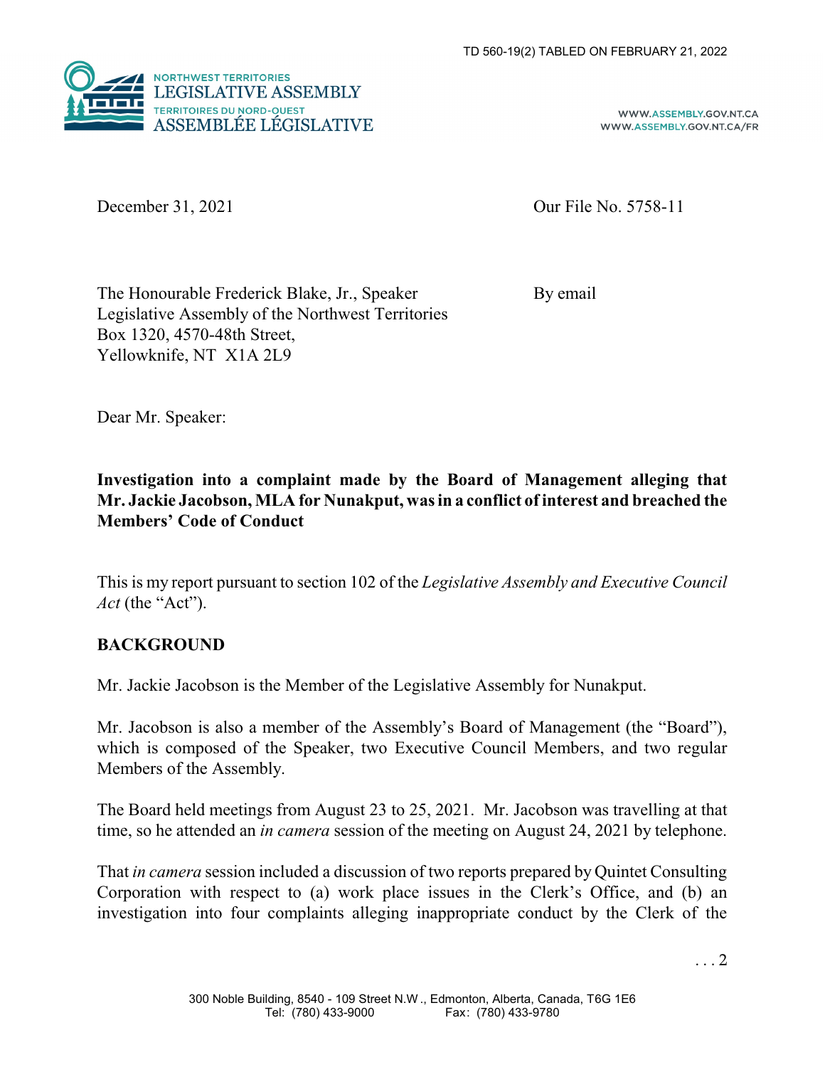TD 560-19(2) TABLED ON FEBRUARY 21, 2022

NORTHWEST TERRITORIES
LEGISLATIVE ASSEMBLY
TERRITOIRES DU NORD-OUEST
ASSEMBLÉE LÉGISLATIVE

WWW.ASSEMBLY.GOV.NT.CA
WWW.ASSEMBLY.GOV.NT.CA/FR

December 31, 2021

Our File No. 5758-11

The Honourable Frederick Blake, Jr., Speaker
Legislative Assembly of the Northwest Territories
Box 1320, 4570-48th Street,
Yellowknife, NT X1A 2L9

By email

Dear Mr. Speaker:

**Investigation into a complaint made by the Board of Management alleging that Mr. Jackie Jacobson, MLA for Nunakput, was in a conflict of interest and breached the Members' Code of Conduct**

This is my report pursuant to section 102 of the *Legislative Assembly and Executive Council Act* (the "Act").

## BACKGROUND

Mr. Jackie Jacobson is the Member of the Legislative Assembly for Nunakput.

Mr. Jacobson is also a member of the Assembly's Board of Management (the "Board"), which is composed of the Speaker, two Executive Council Members, and two regular Members of the Assembly.

The Board held meetings from August 23 to 25, 2021. Mr. Jacobson was travelling at that time, so he attended an *in camera* session of the meeting on August 24, 2021 by telephone.

That *in camera* session included a discussion of two reports prepared by Quintet Consulting Corporation with respect to (a) work place issues in the Clerk's Office, and (b) an investigation into four complaints alleging inappropriate conduct by the Clerk of the

300 Noble Building, 8540 - 109 Street N.W., Edmonton, Alberta, Canada, T6G 1E6
Tel: (780) 433-9000 Fax: (780) 433-9780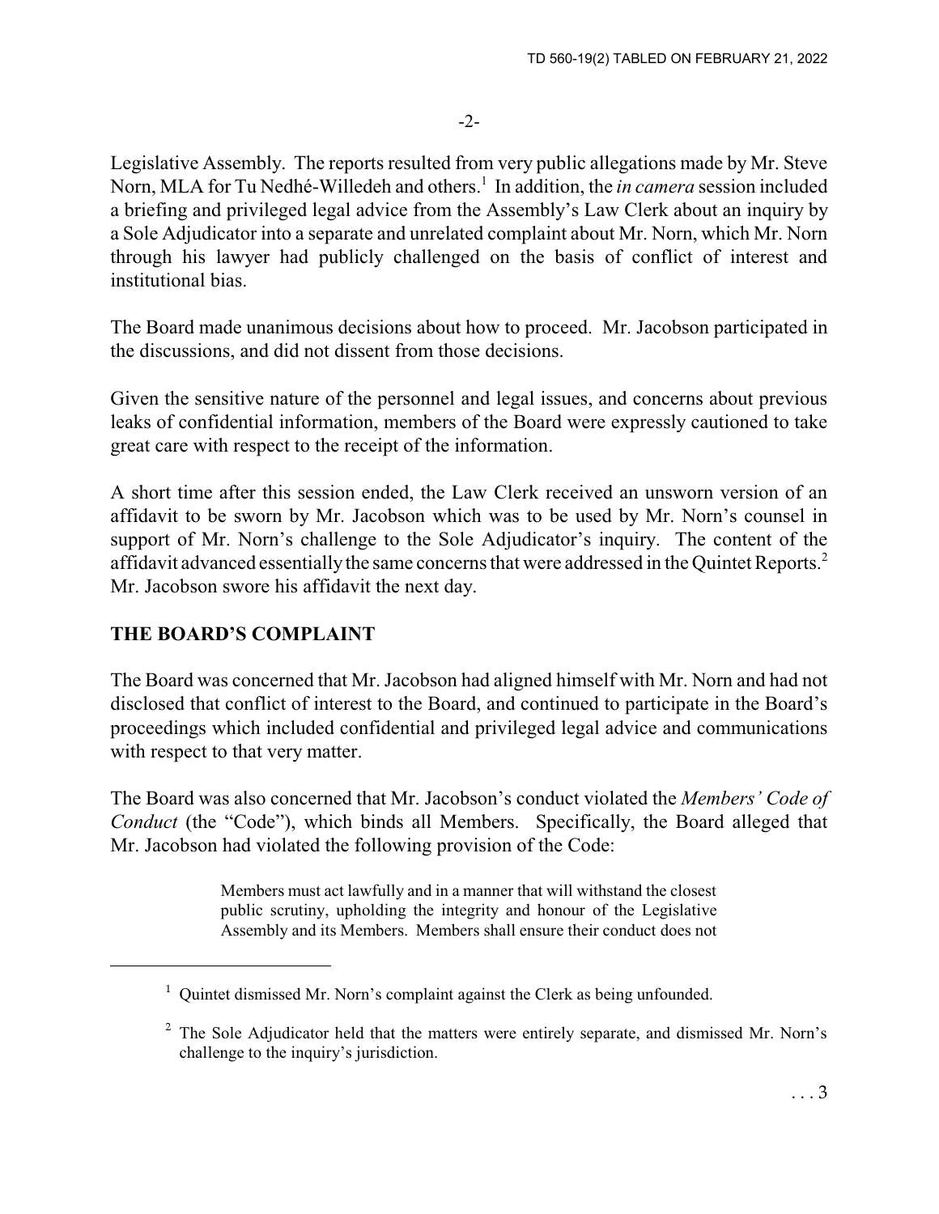Legislative Assembly. The reports resulted from very public allegations made by Mr. Steve Norn, MLA for Tu Nedhé-Willedeh and others.[1] In addition, the *in camera* session included a briefing and privileged legal advice from the Assembly's Law Clerk about an inquiry by a Sole Adjudicator into a separate and unrelated complaint about Mr. Norn, which Mr. Norn through his lawyer had publicly challenged on the basis of conflict of interest and institutional bias.

The Board made unanimous decisions about how to proceed. Mr. Jacobson participated in the discussions, and did not dissent from those decisions.

Given the sensitive nature of the personnel and legal issues, and concerns about previous leaks of confidential information, members of the Board were expressly cautioned to take great care with respect to the receipt of the information.

A short time after this session ended, the Law Clerk received an unsworn version of an affidavit to be sworn by Mr. Jacobson which was to be used by Mr. Norn's counsel in support of Mr. Norn's challenge to the Sole Adjudicator's inquiry. The content of the affidavit advanced essentially the same concerns that were addressed in the Quintet Reports.[2] Mr. Jacobson swore his affidavit the next day.

## THE BOARD'S COMPLAINT

The Board was concerned that Mr. Jacobson had aligned himself with Mr. Norn and had not disclosed that conflict of interest to the Board, and continued to participate in the Board's proceedings which included confidential and privileged legal advice and communications with respect to that very matter.

The Board was also concerned that Mr. Jacobson's conduct violated the *Members' Code of Conduct* (the "Code"), which binds all Members. Specifically, the Board alleged that Mr. Jacobson had violated the following provision of the Code:

> Members must act lawfully and in a manner that will withstand the closest public scrutiny, upholding the integrity and honour of the Legislative Assembly and its Members. Members shall ensure their conduct does not

---

[1] Quintet dismissed Mr. Norn's complaint against the Clerk as being unfounded.

[2] The Sole Adjudicator held that the matters were entirely separate, and dismissed Mr. Norn's challenge to the inquiry's jurisdiction.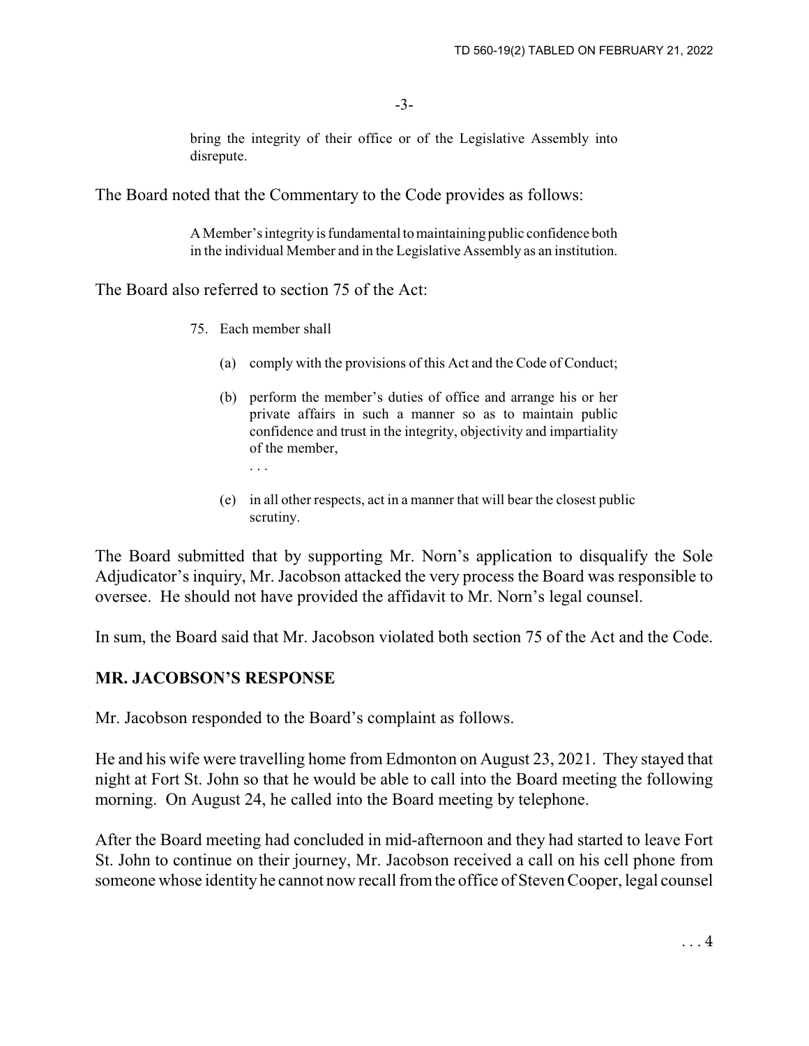bring the integrity of their office or of the Legislative Assembly into disrepute.

The Board noted that the Commentary to the Code provides as follows:

> A Member's integrity is fundamental to maintaining public confidence both in the individual Member and in the Legislative Assembly as an institution.

The Board also referred to section 75 of the Act:

> 75. Each member shall
>
> (a) comply with the provisions of this Act and the Code of Conduct;
>
> (b) perform the member's duties of office and arrange his or her private affairs in such a manner so as to maintain public confidence and trust in the integrity, objectivity and impartiality of the member,
>
> . . .
>
> (e) in all other respects, act in a manner that will bear the closest public scrutiny.

The Board submitted that by supporting Mr. Norn's application to disqualify the Sole Adjudicator's inquiry, Mr. Jacobson attacked the very process the Board was responsible to oversee. He should not have provided the affidavit to Mr. Norn's legal counsel.

In sum, the Board said that Mr. Jacobson violated both section 75 of the Act and the Code.

## MR. JACOBSON'S RESPONSE

Mr. Jacobson responded to the Board's complaint as follows.

He and his wife were travelling home from Edmonton on August 23, 2021. They stayed that night at Fort St. John so that he would be able to call into the Board meeting the following morning. On August 24, he called into the Board meeting by telephone.

After the Board meeting had concluded in mid-afternoon and they had started to leave Fort St. John to continue on their journey, Mr. Jacobson received a call on his cell phone from someone whose identity he cannot now recall from the office of Steven Cooper, legal counsel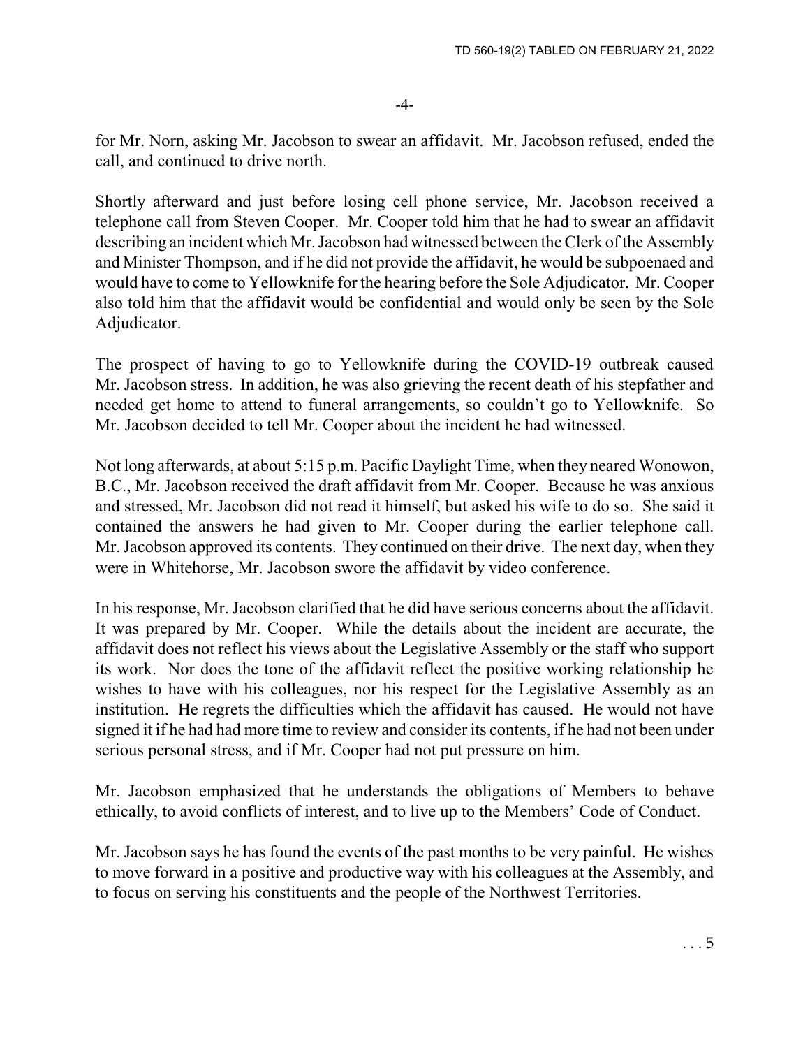for Mr. Norn, asking Mr. Jacobson to swear an affidavit. Mr. Jacobson refused, ended the call, and continued to drive north.

Shortly afterward and just before losing cell phone service, Mr. Jacobson received a telephone call from Steven Cooper. Mr. Cooper told him that he had to swear an affidavit describing an incident which Mr. Jacobson had witnessed between the Clerk of the Assembly and Minister Thompson, and if he did not provide the affidavit, he would be subpoenaed and would have to come to Yellowknife for the hearing before the Sole Adjudicator. Mr. Cooper also told him that the affidavit would be confidential and would only be seen by the Sole Adjudicator.

The prospect of having to go to Yellowknife during the COVID-19 outbreak caused Mr. Jacobson stress. In addition, he was also grieving the recent death of his stepfather and needed get home to attend to funeral arrangements, so couldn't go to Yellowknife. So Mr. Jacobson decided to tell Mr. Cooper about the incident he had witnessed.

Not long afterwards, at about 5:15 p.m. Pacific Daylight Time, when they neared Wonowon, B.C., Mr. Jacobson received the draft affidavit from Mr. Cooper. Because he was anxious and stressed, Mr. Jacobson did not read it himself, but asked his wife to do so. She said it contained the answers he had given to Mr. Cooper during the earlier telephone call. Mr. Jacobson approved its contents. They continued on their drive. The next day, when they were in Whitehorse, Mr. Jacobson swore the affidavit by video conference.

In his response, Mr. Jacobson clarified that he did have serious concerns about the affidavit. It was prepared by Mr. Cooper. While the details about the incident are accurate, the affidavit does not reflect his views about the Legislative Assembly or the staff who support its work. Nor does the tone of the affidavit reflect the positive working relationship he wishes to have with his colleagues, nor his respect for the Legislative Assembly as an institution. He regrets the difficulties which the affidavit has caused. He would not have signed it if he had had more time to review and consider its contents, if he had not been under serious personal stress, and if Mr. Cooper had not put pressure on him.

Mr. Jacobson emphasized that he understands the obligations of Members to behave ethically, to avoid conflicts of interest, and to live up to the Members' Code of Conduct.

Mr. Jacobson says he has found the events of the past months to be very painful. He wishes to move forward in a positive and productive way with his colleagues at the Assembly, and to focus on serving his constituents and the people of the Northwest Territories.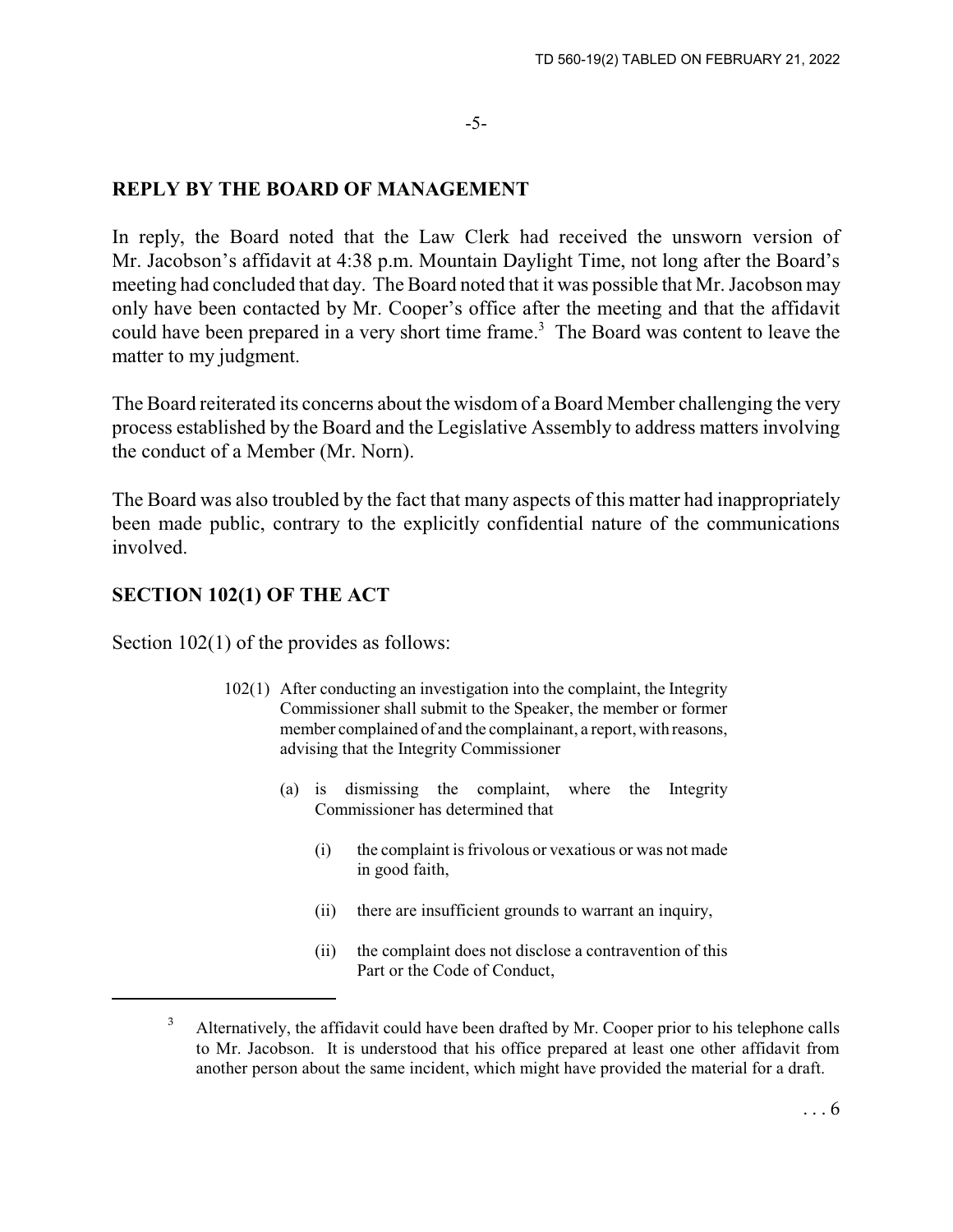## REPLY BY THE BOARD OF MANAGEMENT

In reply, the Board noted that the Law Clerk had received the unsworn version of Mr. Jacobson's affidavit at 4:38 p.m. Mountain Daylight Time, not long after the Board's meeting had concluded that day. The Board noted that it was possible that Mr. Jacobson may only have been contacted by Mr. Cooper's office after the meeting and that the affidavit could have been prepared in a very short time frame.[3] The Board was content to leave the matter to my judgment.

The Board reiterated its concerns about the wisdom of a Board Member challenging the very process established by the Board and the Legislative Assembly to address matters involving the conduct of a Member (Mr. Norn).

The Board was also troubled by the fact that many aspects of this matter had inappropriately been made public, contrary to the explicitly confidential nature of the communications involved.

## SECTION 102(1) OF THE ACT

Section 102(1) of the provides as follows:

> 102(1) After conducting an investigation into the complaint, the Integrity Commissioner shall submit to the Speaker, the member or former member complained of and the complainant, a report, with reasons, advising that the Integrity Commissioner
>
> (a) is dismissing the complaint, where the Integrity Commissioner has determined that
>
> (i) the complaint is frivolous or vexatious or was not made in good faith,
>
> (ii) there are insufficient grounds to warrant an inquiry,
>
> (ii) the complaint does not disclose a contravention of this Part or the Code of Conduct,

---

[3] Alternatively, the affidavit could have been drafted by Mr. Cooper prior to his telephone calls to Mr. Jacobson. It is understood that his office prepared at least one other affidavit from another person about the same incident, which might have provided the material for a draft.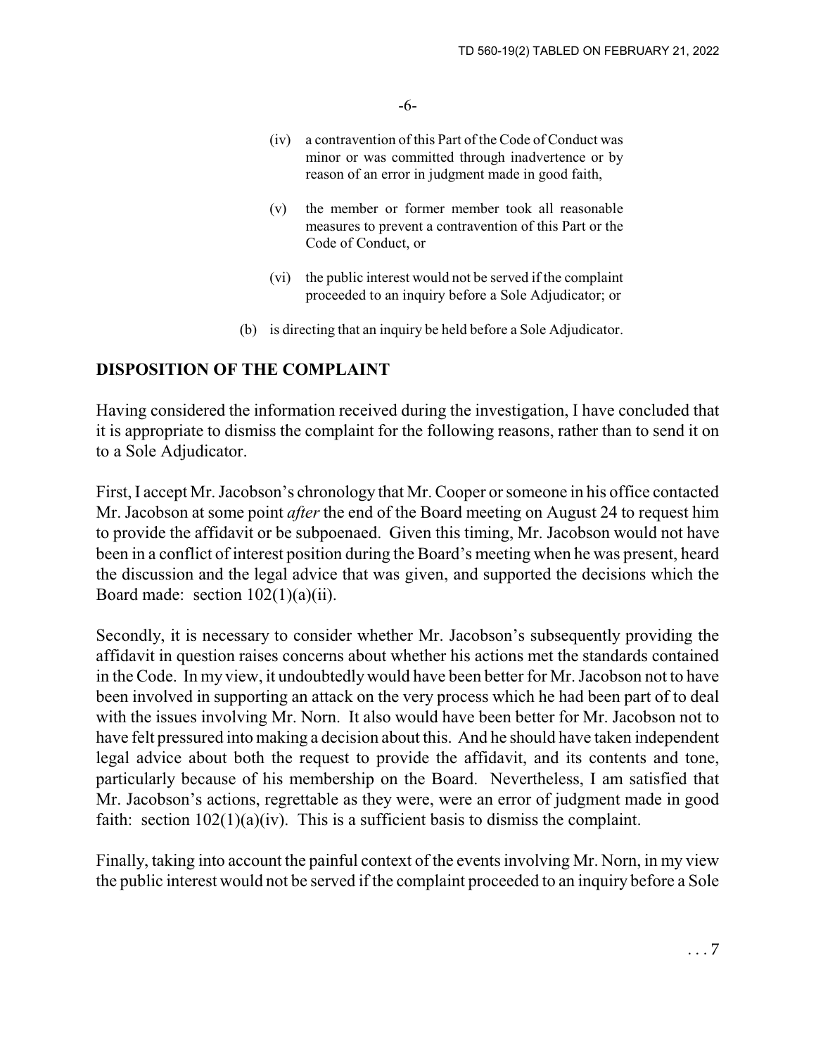(iv) a contravention of this Part of the Code of Conduct was minor or was committed through inadvertence or by reason of an error in judgment made in good faith,

(v) the member or former member took all reasonable measures to prevent a contravention of this Part or the Code of Conduct, or

(vi) the public interest would not be served if the complaint proceeded to an inquiry before a Sole Adjudicator; or

(b) is directing that an inquiry be held before a Sole Adjudicator.

## DISPOSITION OF THE COMPLAINT

Having considered the information received during the investigation, I have concluded that it is appropriate to dismiss the complaint for the following reasons, rather than to send it on to a Sole Adjudicator.

First, I accept Mr. Jacobson's chronology that Mr. Cooper or someone in his office contacted Mr. Jacobson at some point *after* the end of the Board meeting on August 24 to request him to provide the affidavit or be subpoenaed. Given this timing, Mr. Jacobson would not have been in a conflict of interest position during the Board's meeting when he was present, heard the discussion and the legal advice that was given, and supported the decisions which the Board made: section 102(1)(a)(ii).

Secondly, it is necessary to consider whether Mr. Jacobson's subsequently providing the affidavit in question raises concerns about whether his actions met the standards contained in the Code. In my view, it undoubtedly would have been better for Mr. Jacobson not to have been involved in supporting an attack on the very process which he had been part of to deal with the issues involving Mr. Norn. It also would have been better for Mr. Jacobson not to have felt pressured into making a decision about this. And he should have taken independent legal advice about both the request to provide the affidavit, and its contents and tone, particularly because of his membership on the Board. Nevertheless, I am satisfied that Mr. Jacobson's actions, regrettable as they were, were an error of judgment made in good faith: section 102(1)(a)(iv). This is a sufficient basis to dismiss the complaint.

Finally, taking into account the painful context of the events involving Mr. Norn, in my view the public interest would not be served if the complaint proceeded to an inquiry before a Sole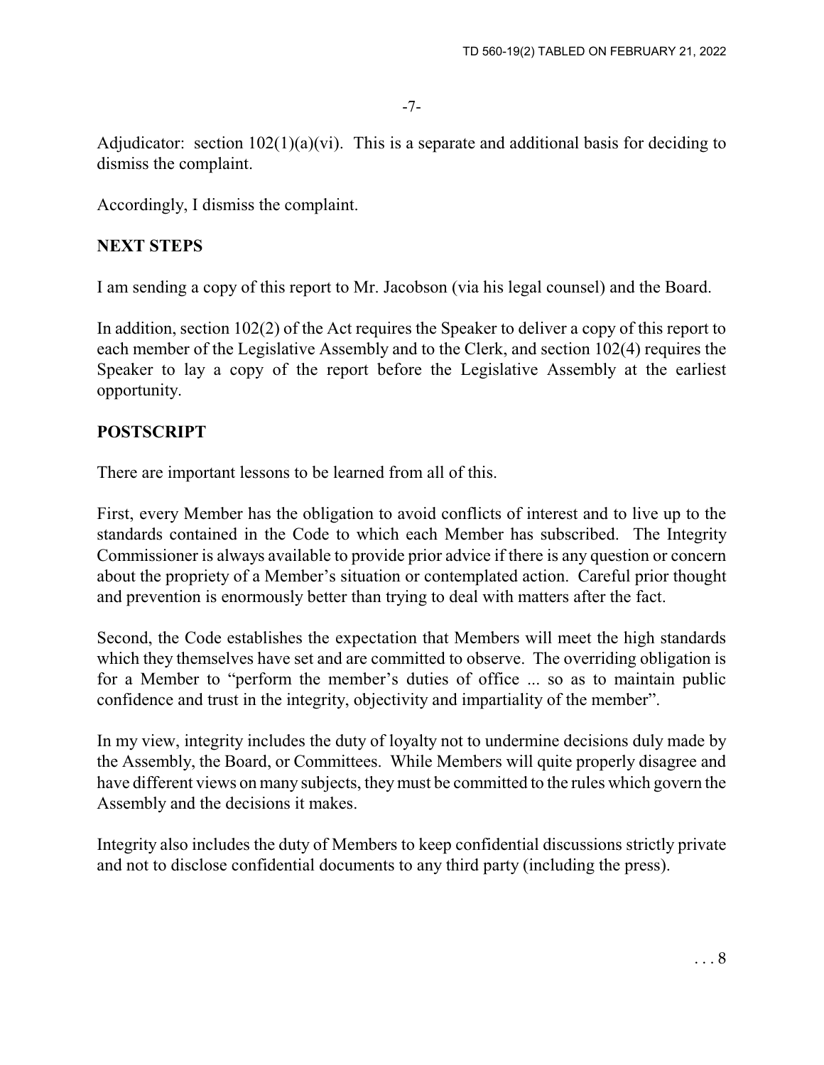Adjudicator: section 102(1)(a)(vi). This is a separate and additional basis for deciding to dismiss the complaint.

Accordingly, I dismiss the complaint.

## NEXT STEPS

I am sending a copy of this report to Mr. Jacobson (via his legal counsel) and the Board.

In addition, section 102(2) of the Act requires the Speaker to deliver a copy of this report to each member of the Legislative Assembly and to the Clerk, and section 102(4) requires the Speaker to lay a copy of the report before the Legislative Assembly at the earliest opportunity.

## POSTSCRIPT

There are important lessons to be learned from all of this.

First, every Member has the obligation to avoid conflicts of interest and to live up to the standards contained in the Code to which each Member has subscribed. The Integrity Commissioner is always available to provide prior advice if there is any question or concern about the propriety of a Member's situation or contemplated action. Careful prior thought and prevention is enormously better than trying to deal with matters after the fact.

Second, the Code establishes the expectation that Members will meet the high standards which they themselves have set and are committed to observe. The overriding obligation is for a Member to "perform the member's duties of office ... so as to maintain public confidence and trust in the integrity, objectivity and impartiality of the member".

In my view, integrity includes the duty of loyalty not to undermine decisions duly made by the Assembly, the Board, or Committees. While Members will quite properly disagree and have different views on many subjects, they must be committed to the rules which govern the Assembly and the decisions it makes.

Integrity also includes the duty of Members to keep confidential discussions strictly private and not to disclose confidential documents to any third party (including the press).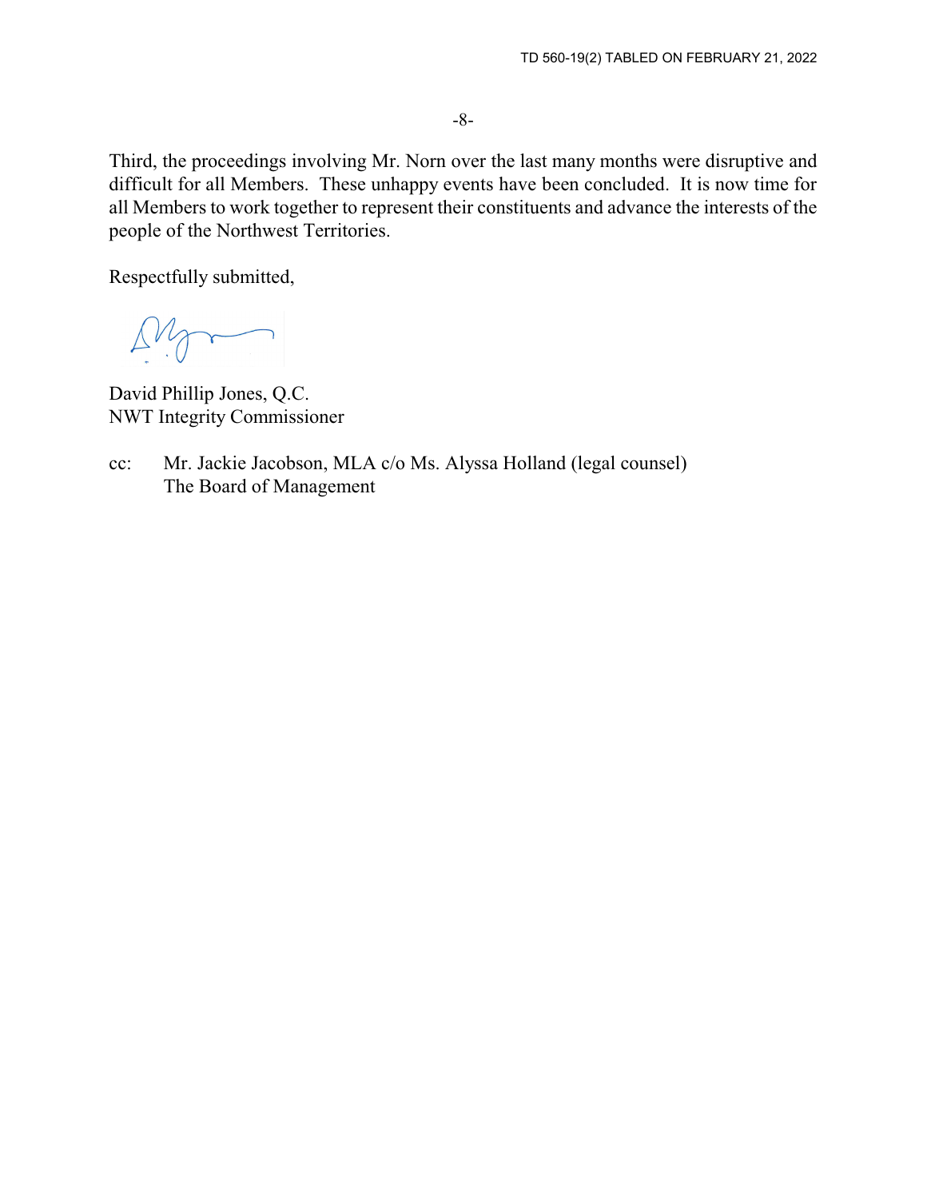Third, the proceedings involving Mr. Norn over the last many months were disruptive and difficult for all Members. These unhappy events have been concluded. It is now time for all Members to work together to represent their constituents and advance the interests of the people of the Northwest Territories.

Respectfully submitted,

David Phillip Jones, Q.C.
NWT Integrity Commissioner

cc: Mr. Jackie Jacobson, MLA c/o Ms. Alyssa Holland (legal counsel)
The Board of Management